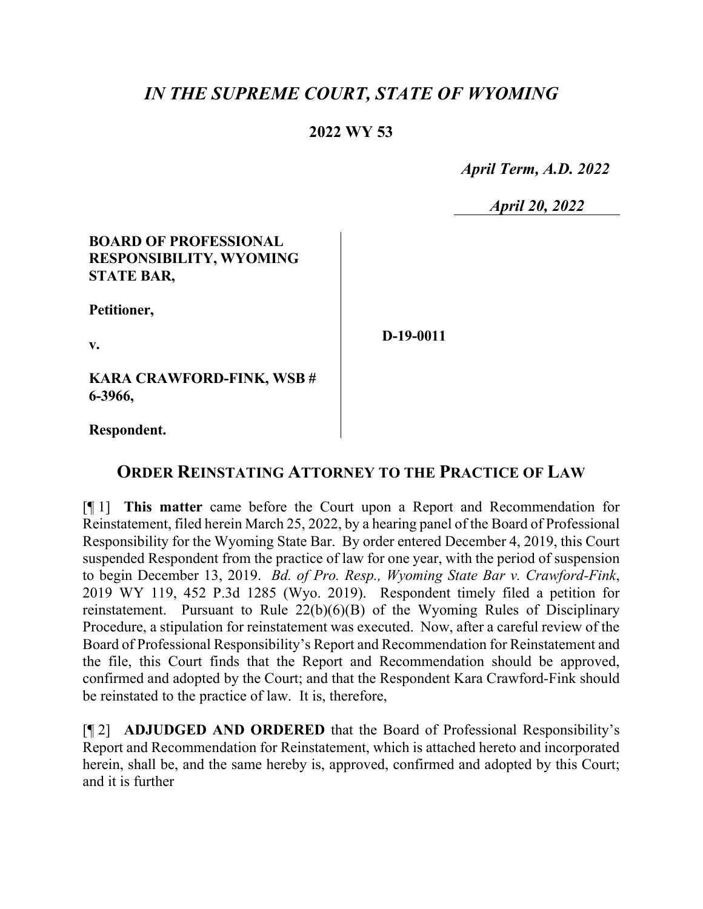# *IN THE SUPREME COURT, STATE OF WYOMING*

**2022 WY 53**

*April Term, A.D. 2022*

*April 20, 2022*

**BOARD OF PROFESSIONAL RESPONSIBILITY, WYOMING STATE BAR,**

**Petitioner,**

**v.**

**KARA CRAWFORD-FINK, WSB # 6-3966,**

**Respondent.**

**D-19-0011**

## ORDER REINSTATING ATTORNEY TO THE PRACTICE OF LAW

[¶ 1] **This matter** came before the Court upon a Report and Recommendation for Reinstatement, filed herein March 25, 2022, by a hearing panel of the Board of Professional Responsibility for the Wyoming State Bar. By order entered December 4, 2019, this Court suspended Respondent from the practice of law for one year, with the period of suspension to begin December 13, 2019. *Bd. of Pro. Resp., Wyoming State Bar v. Crawford-Fink*, 2019 WY 119, 452 P.3d 1285 (Wyo. 2019). Respondent timely filed a petition for reinstatement. Pursuant to Rule 22(b)(6)(B) of the Wyoming Rules of Disciplinary Procedure, a stipulation for reinstatement was executed. Now, after a careful review of the Board of Professional Responsibility's Report and Recommendation for Reinstatement and the file, this Court finds that the Report and Recommendation should be approved, confirmed and adopted by the Court; and that the Respondent Kara Crawford-Fink should be reinstated to the practice of law. It is, therefore,

[¶ 2] **ADJUDGED AND ORDERED** that the Board of Professional Responsibility's Report and Recommendation for Reinstatement, which is attached hereto and incorporated herein, shall be, and the same hereby is, approved, confirmed and adopted by this Court; and it is further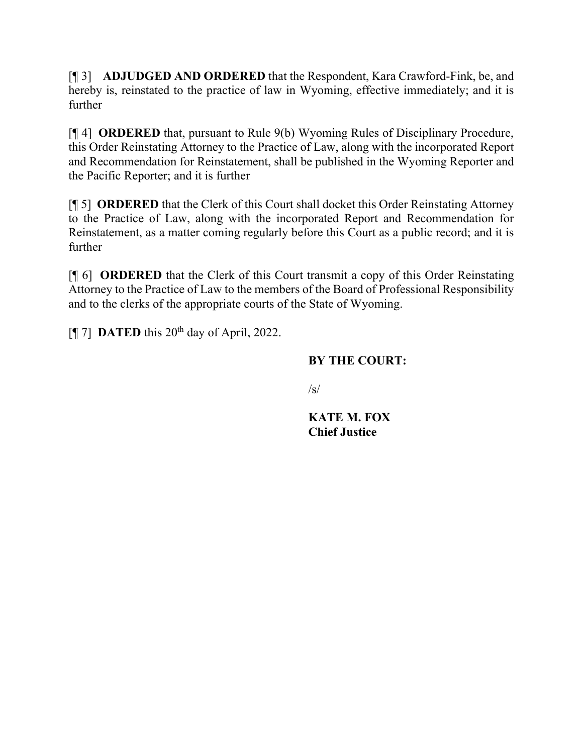[¶ 3] **ADJUDGED AND ORDERED** that the Respondent, Kara Crawford-Fink, be, and hereby is, reinstated to the practice of law in Wyoming, effective immediately; and it is further

[¶ 4] **ORDERED** that, pursuant to Rule 9(b) Wyoming Rules of Disciplinary Procedure, this Order Reinstating Attorney to the Practice of Law, along with the incorporated Report and Recommendation for Reinstatement, shall be published in the Wyoming Reporter and the Pacific Reporter; and it is further

[¶ 5] **ORDERED** that the Clerk of this Court shall docket this Order Reinstating Attorney to the Practice of Law, along with the incorporated Report and Recommendation for Reinstatement, as a matter coming regularly before this Court as a public record; and it is further

[¶ 6] **ORDERED** that the Clerk of this Court transmit a copy of this Order Reinstating Attorney to the Practice of Law to the members of the Board of Professional Responsibility and to the clerks of the appropriate courts of the State of Wyoming.

[¶ 7] **DATED** this 20th day of April, 2022.

**BY THE COURT:**

/s/

**KATE M. FOX**
**Chief Justice**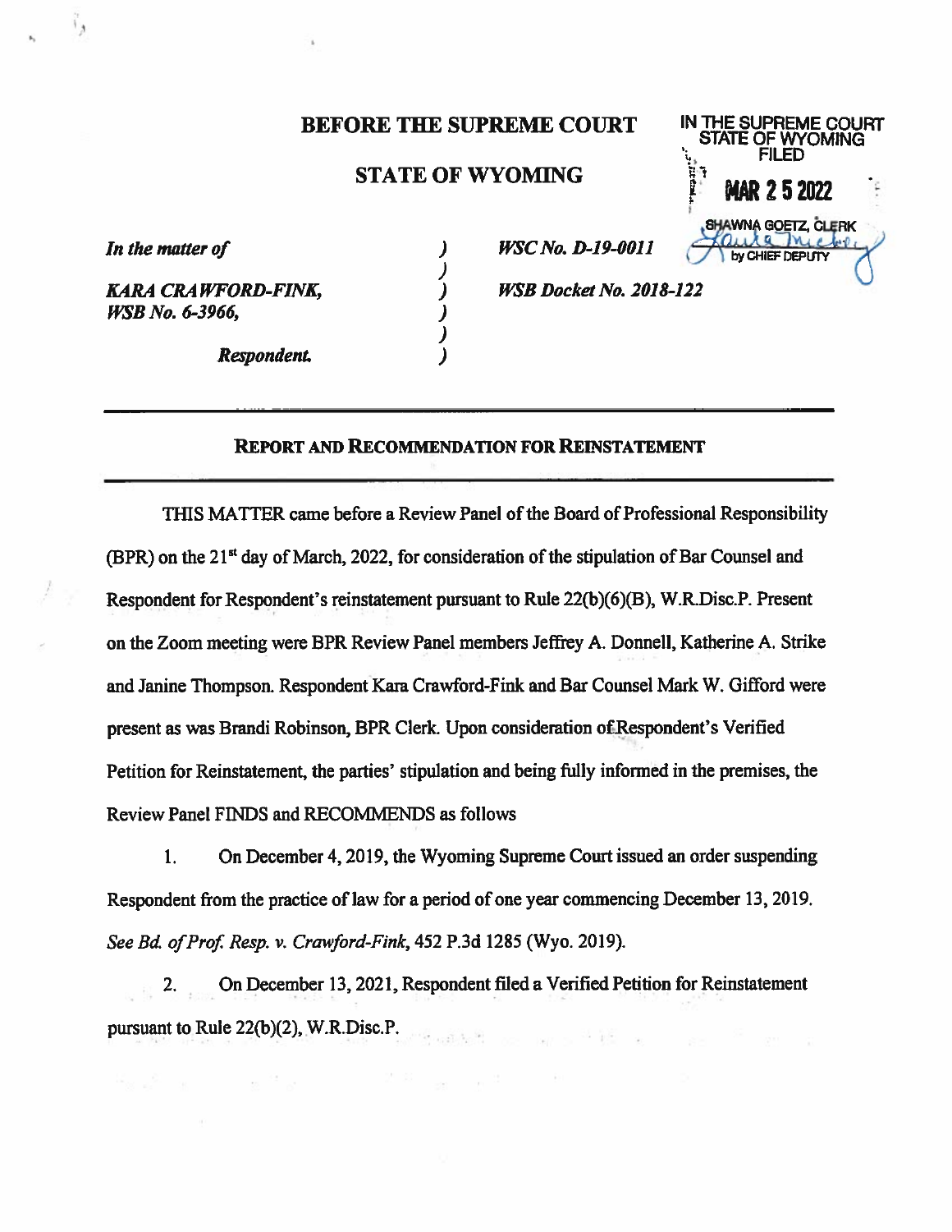**BEFORE THE SUPREME COURT**

**STATE OF WYOMING**

IN THE SUPREME COURT
STATE OF WYOMING
FILED

MAR 25 2022

SHAWNA GOETZ, CLERK
by CHIEF DEPUTY

| | | |
|---|---|---|
| *In the matter of* | ) | *WSC No. D-19-0011* |
| | ) | |
| ***KARA CRAWFORD-FINK,*** | ) | ***WSB Docket No. 2018-122*** |
| ***WSB No. 6-3966,*** | ) | |
| | ) | |
| ***Respondent.*** | ) | |

---

**REPORT AND RECOMMENDATION FOR REINSTATEMENT**

---

THIS MATTER came before a Review Panel of the Board of Professional Responsibility (BPR) on the 21st day of March, 2022, for consideration of the stipulation of Bar Counsel and Respondent for Respondent's reinstatement pursuant to Rule 22(b)(6)(B), W.R.Disc.P. Present on the Zoom meeting were BPR Review Panel members Jeffrey A. Donnell, Katherine A. Strike and Janine Thompson. Respondent Kara Crawford-Fink and Bar Counsel Mark W. Gifford were present as was Brandi Robinson, BPR Clerk. Upon consideration of Respondent's Verified Petition for Reinstatement, the parties' stipulation and being fully informed in the premises, the Review Panel FINDS and RECOMMENDS as follows

1. On December 4, 2019, the Wyoming Supreme Court issued an order suspending Respondent from the practice of law for a period of one year commencing December 13, 2019. *See Bd. of Prof. Resp. v. Crawford-Fink*, 452 P.3d 1285 (Wyo. 2019).

2. On December 13, 2021, Respondent filed a Verified Petition for Reinstatement pursuant to Rule 22(b)(2), W.R.Disc.P.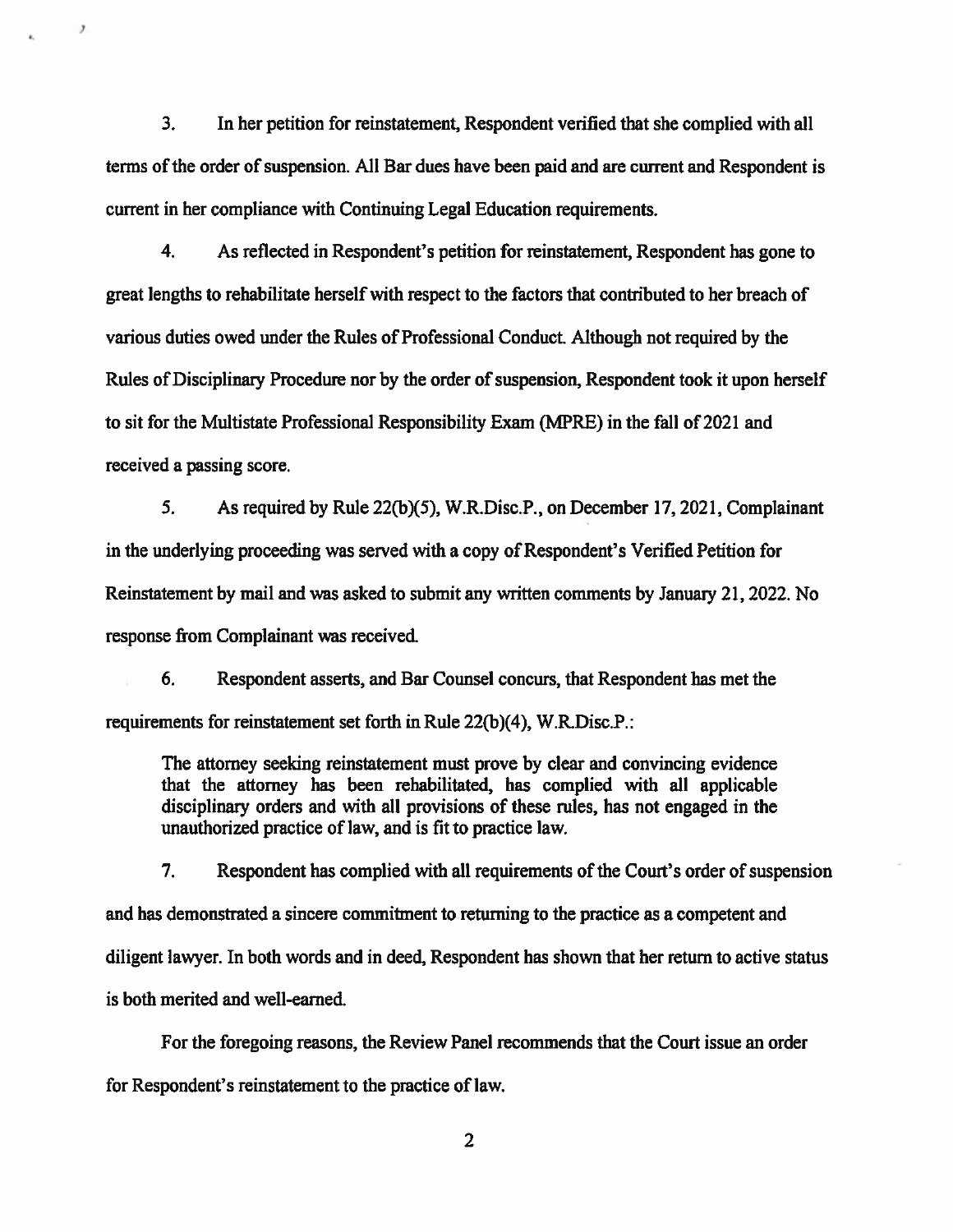3. In her petition for reinstatement, Respondent verified that she complied with all terms of the order of suspension. All Bar dues have been paid and are current and Respondent is current in her compliance with Continuing Legal Education requirements.

4. As reflected in Respondent's petition for reinstatement, Respondent has gone to great lengths to rehabilitate herself with respect to the factors that contributed to her breach of various duties owed under the Rules of Professional Conduct. Although not required by the Rules of Disciplinary Procedure nor by the order of suspension, Respondent took it upon herself to sit for the Multistate Professional Responsibility Exam (MPRE) in the fall of 2021 and received a passing score.

5. As required by Rule 22(b)(5), W.R.Disc.P., on December 17, 2021, Complainant in the underlying proceeding was served with a copy of Respondent's Verified Petition for Reinstatement by mail and was asked to submit any written comments by January 21, 2022. No response from Complainant was received.

6. Respondent asserts, and Bar Counsel concurs, that Respondent has met the requirements for reinstatement set forth in Rule 22(b)(4), W.R.Disc.P.:

> The attorney seeking reinstatement must prove by clear and convincing evidence that the attorney has been rehabilitated, has complied with all applicable disciplinary orders and with all provisions of these rules, has not engaged in the unauthorized practice of law, and is fit to practice law.

7. Respondent has complied with all requirements of the Court's order of suspension and has demonstrated a sincere commitment to returning to the practice as a competent and diligent lawyer. In both words and in deed, Respondent has shown that her return to active status is both merited and well-earned.

For the foregoing reasons, the Review Panel recommends that the Court issue an order for Respondent's reinstatement to the practice of law.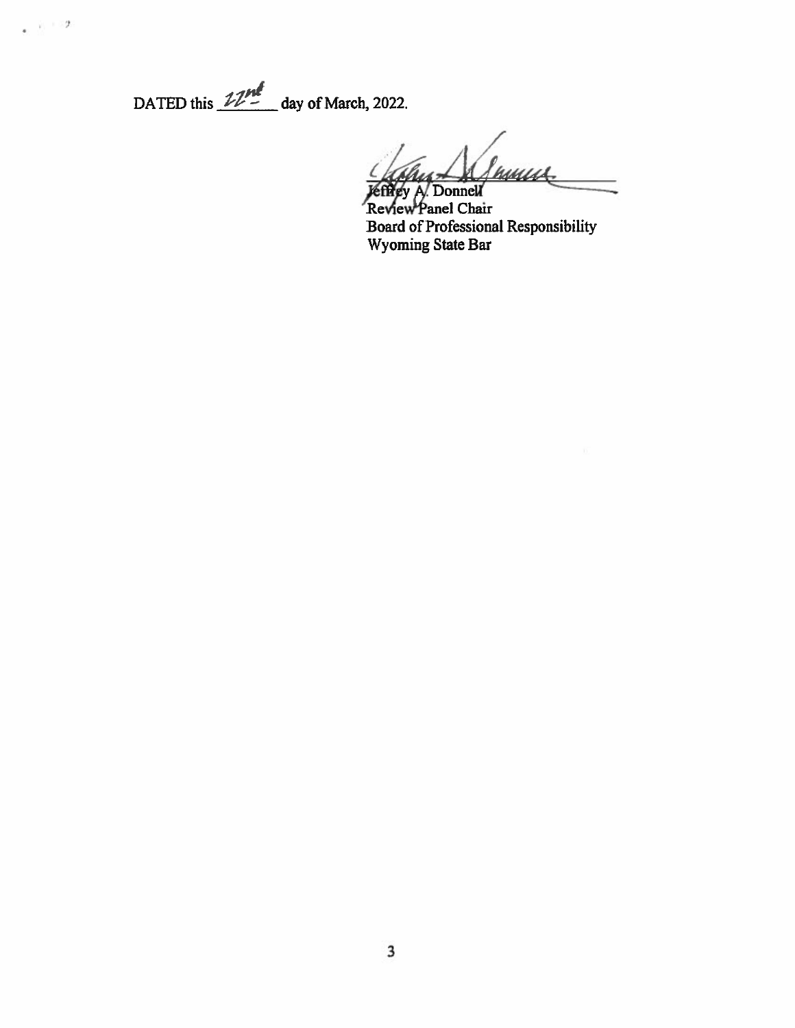DATED this 22nd day of March, 2022.

Jeffrey A. Donnell
Review Panel Chair
Board of Professional Responsibility
Wyoming State Bar